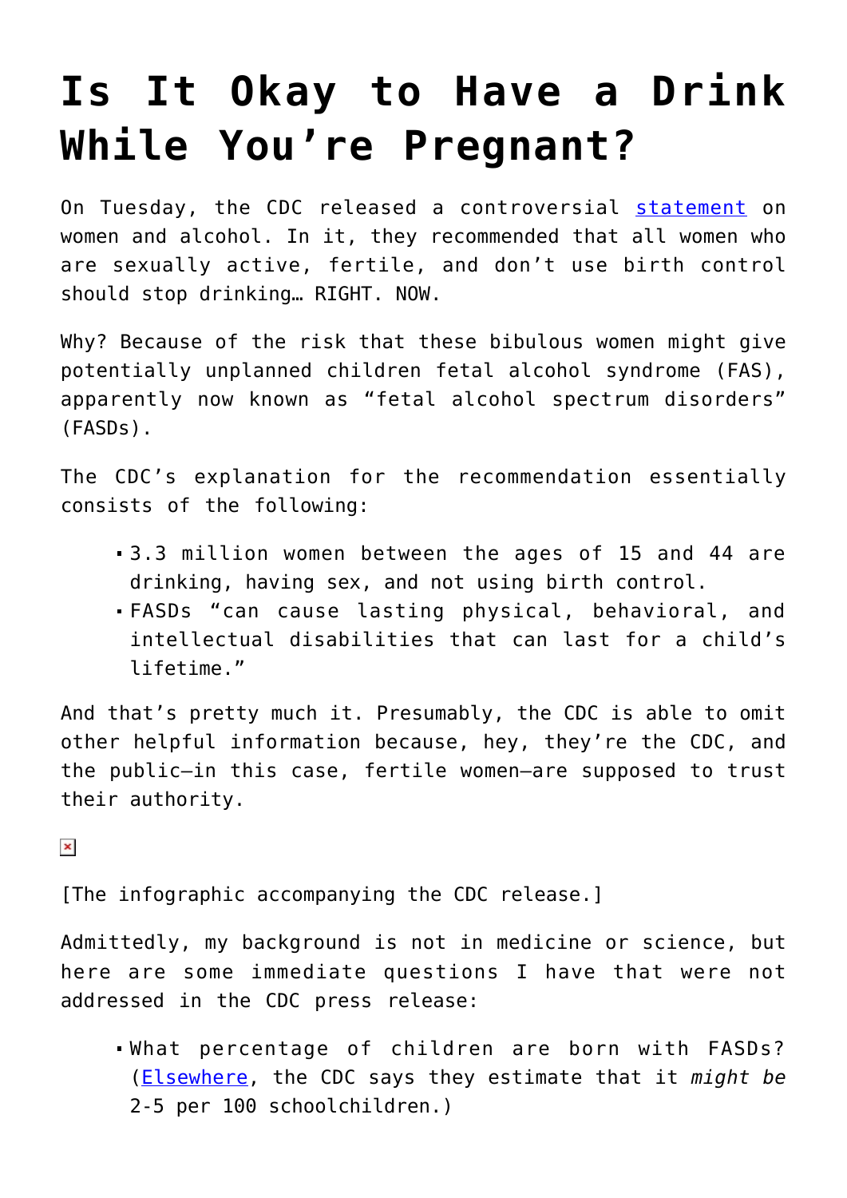# Is It Okay to Have a Drink While You're Pregnant?

On Tuesday, the CDC released a controversial statement on women and alcohol. In it, they recommended that all women who are sexually active, fertile, and don't use birth control should stop drinking… RIGHT. NOW.

Why? Because of the risk that these bibulous women might give potentially unplanned children fetal alcohol syndrome (FAS), apparently now known as "fetal alcohol spectrum disorders" (FASDs).

The CDC's explanation for the recommendation essentially consists of the following:

- 3.3 million women between the ages of 15 and 44 are drinking, having sex, and not using birth control.
- FASDs "can cause lasting physical, behavioral, and intellectual disabilities that can last for a child's lifetime."

And that's pretty much it. Presumably, the CDC is able to omit other helpful information because, hey, they're the CDC, and the public—in this case, fertile women—are supposed to trust their authority.

[The infographic accompanying the CDC release.]

Admittedly, my background is not in medicine or science, but here are some immediate questions I have that were not addressed in the CDC press release:

- What percentage of children are born with FASDs? (Elsewhere, the CDC says they estimate that it *might be* 2-5 per 100 schoolchildren.)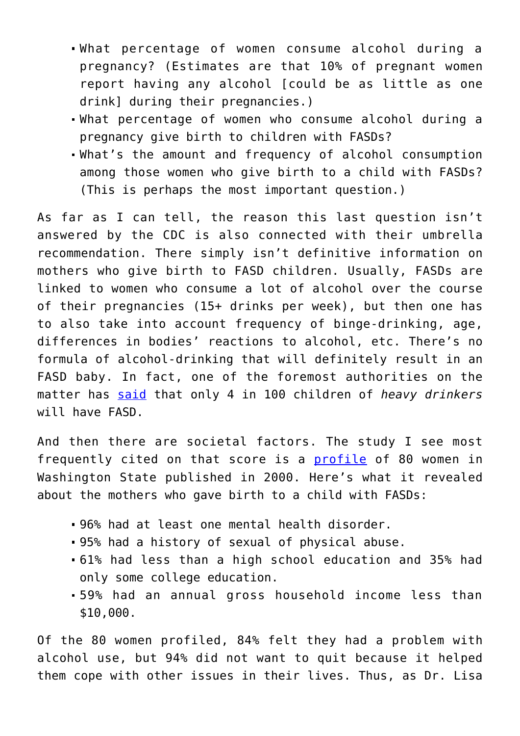- What percentage of women consume alcohol during a pregnancy? (Estimates are that 10% of pregnant women report having any alcohol [could be as little as one drink] during their pregnancies.)
- What percentage of women who consume alcohol during a pregnancy give birth to children with FASDs?
- What's the amount and frequency of alcohol consumption among those women who give birth to a child with FASDs? (This is perhaps the most important question.)

As far as I can tell, the reason this last question isn't answered by the CDC is also connected with their umbrella recommendation. There simply isn't definitive information on mothers who give birth to FASD children. Usually, FASDs are linked to women who consume a lot of alcohol over the course of their pregnancies (15+ drinks per week), but then one has to also take into account frequency of binge-drinking, age, differences in bodies' reactions to alcohol, etc. There's no formula of alcohol-drinking that will definitely result in an FASD baby. In fact, one of the foremost authorities on the matter has said that only 4 in 100 children of *heavy drinkers* will have FASD.

And then there are societal factors. The study I see most frequently cited on that score is a profile of 80 women in Washington State published in 2000. Here's what it revealed about the mothers who gave birth to a child with FASDs:

- 96% had at least one mental health disorder.
- 95% had a history of sexual of physical abuse.
- 61% had less than a high school education and 35% had only some college education.
- 59% had an annual gross household income less than $10,000.

Of the 80 women profiled, 84% felt they had a problem with alcohol use, but 94% did not want to quit because it helped them cope with other issues in their lives. Thus, as Dr. Lisa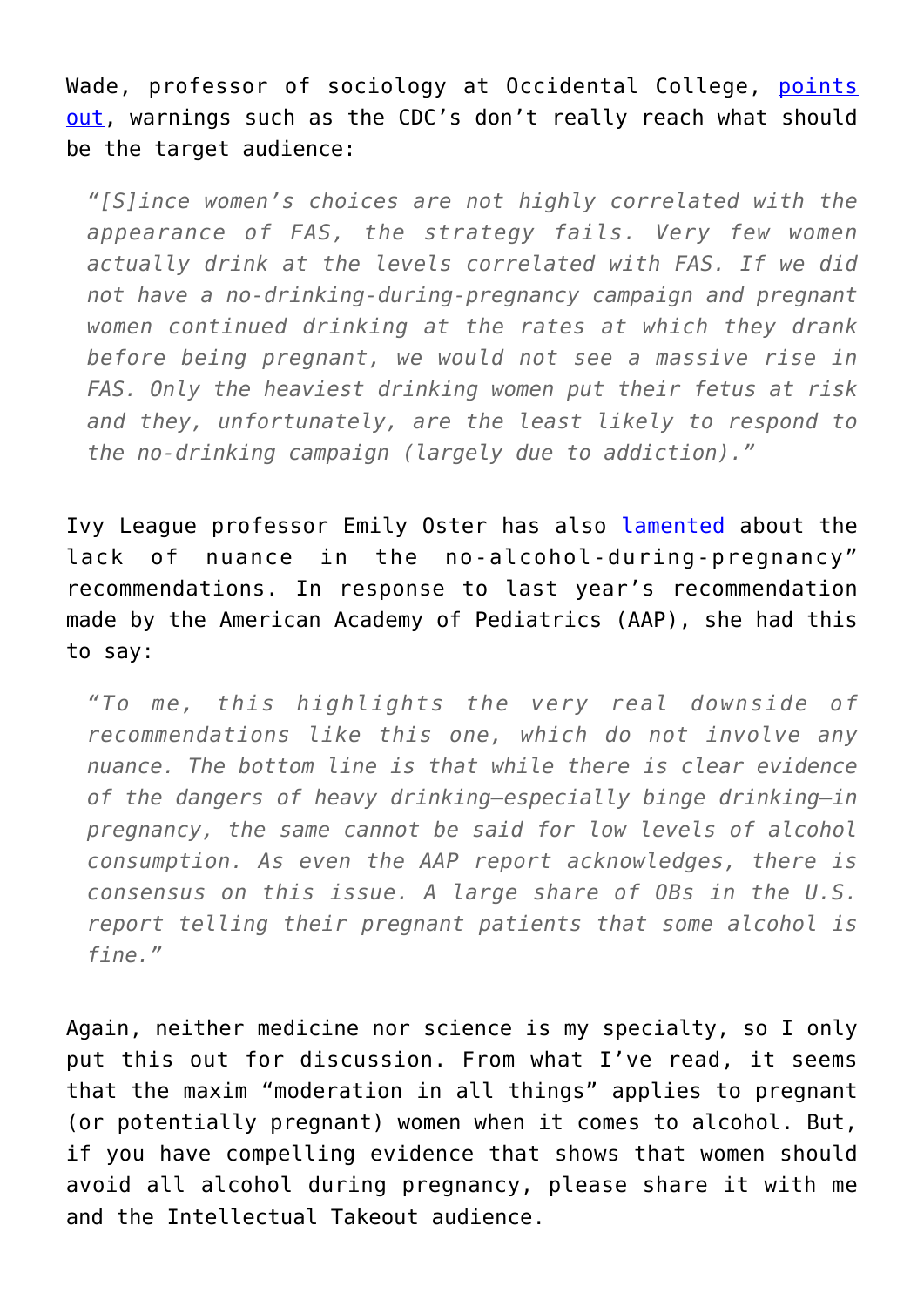Wade, professor of sociology at Occidental College, [points out](), warnings such as the CDC's don't really reach what should be the target audience:

> *"[S]ince women's choices are not highly correlated with the appearance of FAS, the strategy fails. Very few women actually drink at the levels correlated with FAS. If we did not have a no-drinking-during-pregnancy campaign and pregnant women continued drinking at the rates at which they drank before being pregnant, we would not see a massive rise in FAS. Only the heaviest drinking women put their fetus at risk and they, unfortunately, are the least likely to respond to the no-drinking campaign (largely due to addiction)."*

Ivy League professor Emily Oster has also [lamented]() about the lack of nuance in the no-alcohol-during-pregnancy" recommendations. In response to last year's recommendation made by the American Academy of Pediatrics (AAP), she had this to say:

> *"To me, this highlights the very real downside of recommendations like this one, which do not involve any nuance. The bottom line is that while there is clear evidence of the dangers of heavy drinking—especially binge drinking—in pregnancy, the same cannot be said for low levels of alcohol consumption. As even the AAP report acknowledges, there is consensus on this issue. A large share of OBs in the U.S. report telling their pregnant patients that some alcohol is fine."*

Again, neither medicine nor science is my specialty, so I only put this out for discussion. From what I've read, it seems that the maxim "moderation in all things" applies to pregnant (or potentially pregnant) women when it comes to alcohol. But, if you have compelling evidence that shows that women should avoid all alcohol during pregnancy, please share it with me and the Intellectual Takeout audience.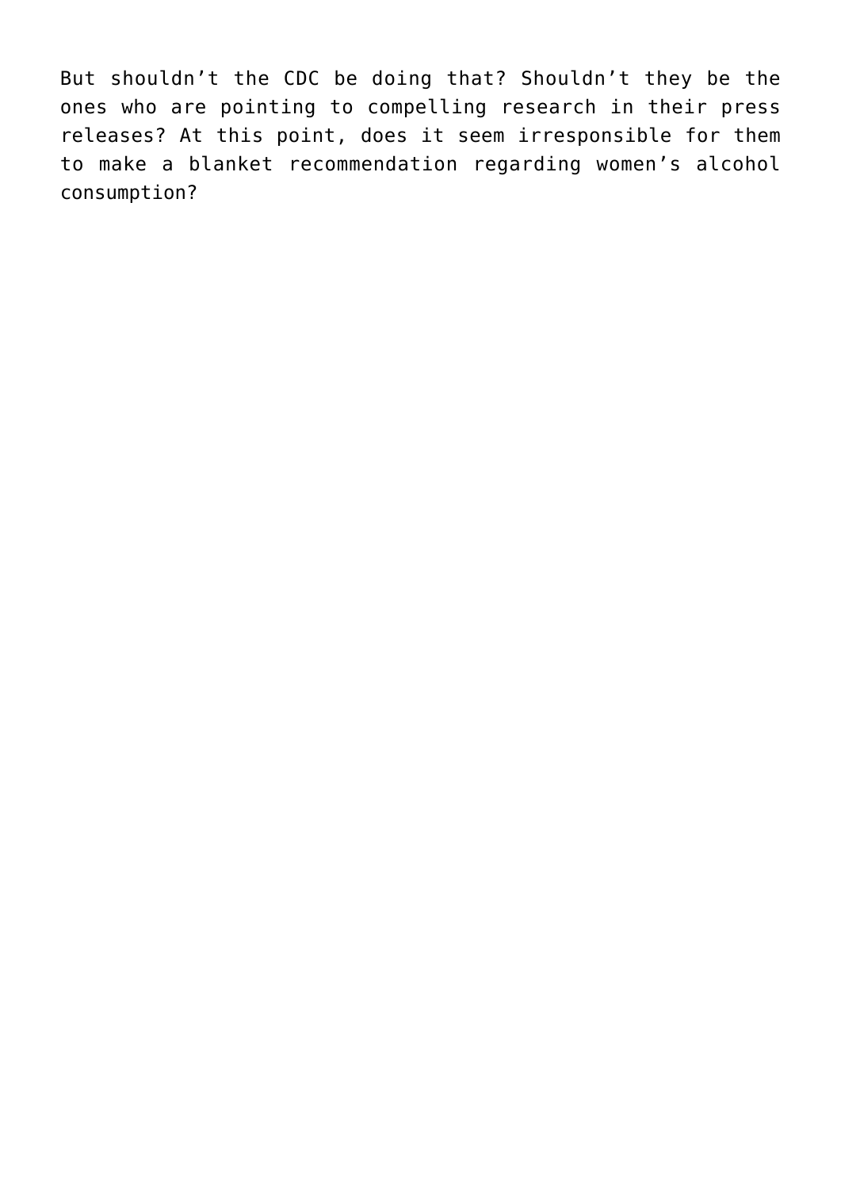But shouldn’t the CDC be doing that? Shouldn’t they be the ones who are pointing to compelling research in their press releases? At this point, does it seem irresponsible for them to make a blanket recommendation regarding women’s alcohol consumption?